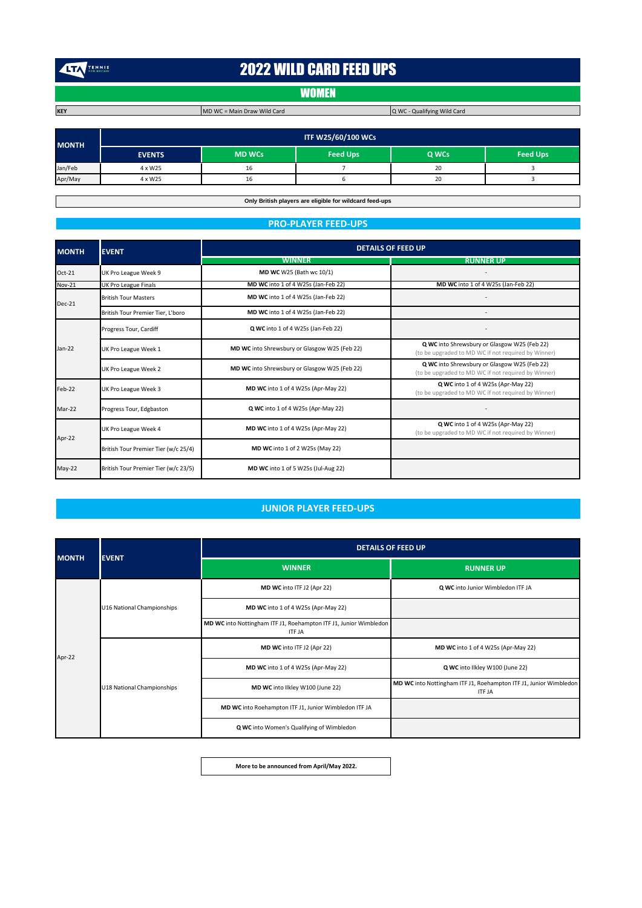# 2022 WILD CARD FEED UPS

## WOMEN

| KEY | MD WC = Main Draw Wild Card | Q WC - Qualifying Wild Card |
|---|---|---|

| MONTH | ITF W25/60/100 WCs | | | | |
|---|---|---|---|---|---|
| | EVENTS | MD WCs | Feed Ups | Q WCs | Feed Ups |
| Jan/Feb | 4 x W25 | 16 | 7 | 20 | 3 |
| Apr/May | 4 x W25 | 16 | 6 | 20 | 3 |

**Only British players are eligible for wildcard feed-ups**

## PRO-PLAYER FEED-UPS

| MONTH | EVENT | DETAILS OF FEED UP | |
|---|---|---|---|
| | | WINNER | RUNNER UP |
| Oct-21 | UK Pro League Week 9 | **MD WC** W25 (Bath wc 10/1) | - |
| Nov-21 | UK Pro League Finals | **MD WC** into 1 of 4 W25s (Jan-Feb 22) | **MD WC** into 1 of 4 W25s (Jan-Feb 22) |
| Dec-21 | British Tour Masters | **MD WC** into 1 of 4 W25s (Jan-Feb 22) | - |
| | British Tour Premier Tier, L'boro | **MD WC** into 1 of 4 W25s (Jan-Feb 22) | - |
| Jan-22 | Progress Tour, Cardiff | **Q WC** into 1 of 4 W25s (Jan-Feb 22) | - |
| | UK Pro League Week 1 | **MD WC** into Shrewsbury or Glasgow W25 (Feb 22) | **Q WC** into Shrewsbury or Glasgow W25 (Feb 22) (to be upgraded to MD WC if not required by Winner) |
| | UK Pro League Week 2 | **MD WC** into Shrewsbury or Glasgow W25 (Feb 22) | **Q WC** into Shrewsbury or Glasgow W25 (Feb 22) (to be upgraded to MD WC if not required by Winner) |
| Feb-22 | UK Pro League Week 3 | **MD WC** into 1 of 4 W25s (Apr-May 22) | **Q WC** into 1 of 4 W25s (Apr-May 22) (to be upgraded to MD WC if not required by Winner) |
| Mar-22 | Progress Tour, Edgbaston | **Q WC** into 1 of 4 W25s (Apr-May 22) | - |
| Apr-22 | UK Pro League Week 4 | **MD WC** into 1 of 4 W25s (Apr-May 22) | **Q WC** into 1 of 4 W25s (Apr-May 22) (to be upgraded to MD WC if not required by Winner) |
| | British Tour Premier Tier (w/c 25/4) | **MD WC** into 1 of 2 W25s (May 22) | |
| May-22 | British Tour Premier Tier (w/c 23/5) | **MD WC** into 1 of 5 W25s (Jul-Aug 22) | |

## JUNIOR PLAYER FEED-UPS

| MONTH | EVENT | DETAILS OF FEED UP | |
|---|---|---|---|
| | | WINNER | RUNNER UP |
| Apr-22 | U16 National Championships | **MD WC** into ITF J2 (Apr 22) | **Q WC** into Junior Wimbledon ITF JA |
| | | **MD WC** into 1 of 4 W25s (Apr-May 22) | |
| | | **MD WC** into Nottingham ITF J1, Roehampton ITF J1, Junior Wimbledon ITF JA | |
| | U18 National Championships | **MD WC** into ITF J2 (Apr 22) | **MD WC** into 1 of 4 W25s (Apr-May 22) |
| | | **MD WC** into 1 of 4 W25s (Apr-May 22) | **Q WC** into Ilkley W100 (June 22) |
| | | **MD WC** into Ilkley W100 (June 22) | **MD WC** into Nottingham ITF J1, Roehampton ITF J1, Junior Wimbledon ITF JA |
| | | **MD WC** into Roehampton ITF J1, Junior Wimbledon ITF JA | |
| | | **Q WC** into Women's Qualifying of Wimbledon | |

**More to be announced from April/May 2022.**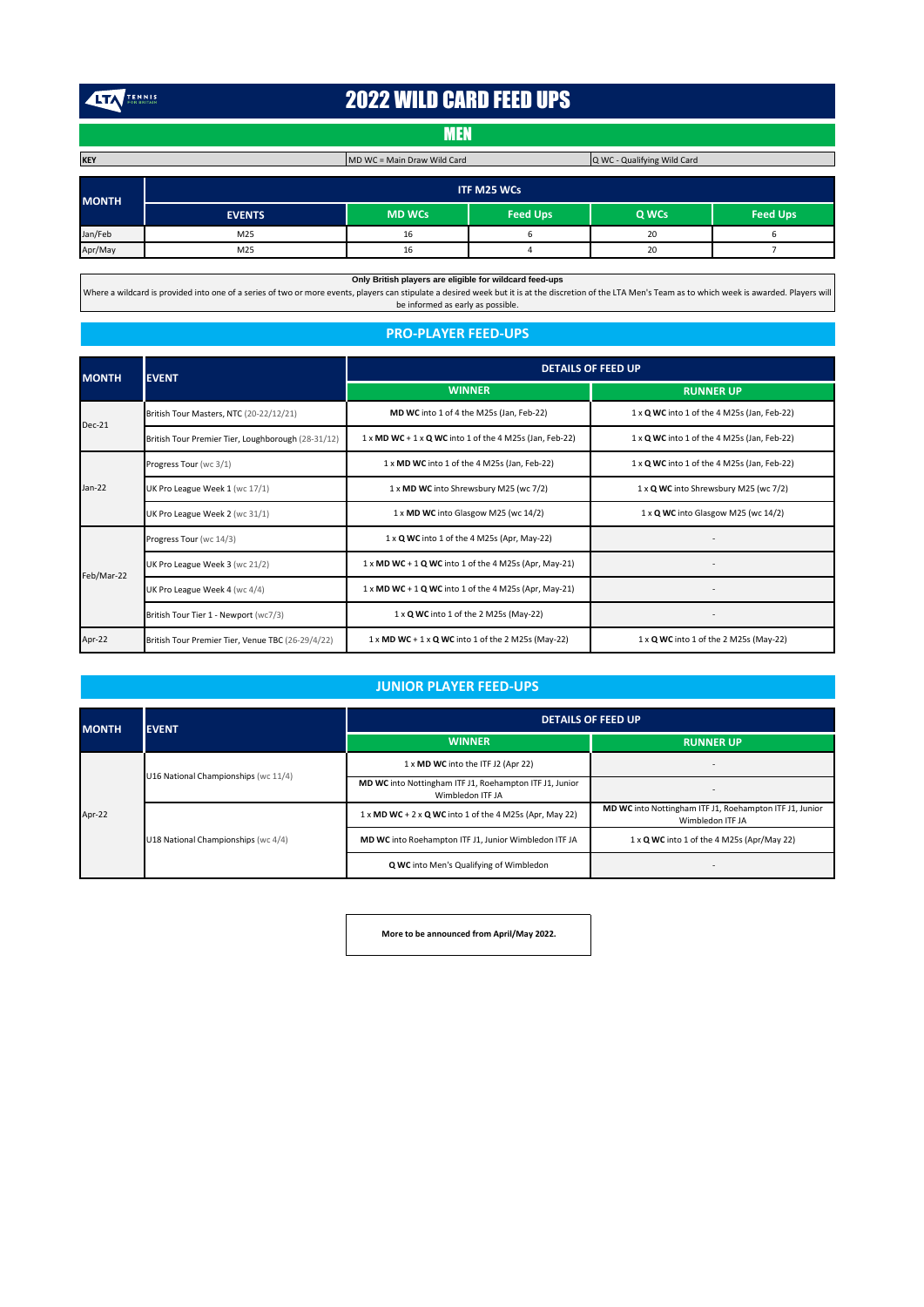# 2022 WILD CARD FEED UPS

## MEN

| KEY | MD WC = Main Draw Wild Card | Q WC - Qualifying Wild Card |
|---|---|---|

| MONTH | ITF M25 WCs | | | | |
|---|---|---|---|---|---|
| | EVENTS | MD WCs | Feed Ups | Q WCs | Feed Ups |
| Jan/Feb | M25 | 16 | 6 | 20 | 6 |
| Apr/May | M25 | 16 | 4 | 20 | 7 |

**Only British players are eligible for wildcard feed-ups**

Where a wildcard is provided into one of a series of two or more events, players can stipulate a desired week but it is at the discretion of the LTA Men's Team as to which week is awarded. Players will be informed as early as possible.

## PRO-PLAYER FEED-UPS

| MONTH | EVENT | DETAILS OF FEED UP | |
|---|---|---|---|
| | | WINNER | RUNNER UP |
| Dec-21 | British Tour Masters, NTC (20-22/12/21) | **MD WC** into 1 of 4 the M25s (Jan, Feb-22) | 1 x **Q WC** into 1 of the 4 M25s (Jan, Feb-22) |
| | British Tour Premier Tier, Loughborough (28-31/12) | 1 x **MD WC** + 1 x **Q WC** into 1 of the 4 M25s (Jan, Feb-22) | 1 x **Q WC** into 1 of the 4 M25s (Jan, Feb-22) |
| Jan-22 | Progress Tour (wc 3/1) | 1 x **MD WC** into 1 of the 4 M25s (Jan, Feb-22) | 1 x **Q WC** into 1 of the 4 M25s (Jan, Feb-22) |
| | UK Pro League Week 1 (wc 17/1) | 1 x **MD WC** into Shrewsbury M25 (wc 7/2) | 1 x **Q WC** into Shrewsbury M25 (wc 7/2) |
| | UK Pro League Week 2 (wc 31/1) | 1 x **MD WC** into Glasgow M25 (wc 14/2) | 1 x **Q WC** into Glasgow M25 (wc 14/2) |
| Feb/Mar-22 | Progress Tour (wc 14/3) | 1 x **Q WC** into 1 of the 4 M25s (Apr, May-22) | - |
| | UK Pro League Week 3 (wc 21/2) | 1 x **MD WC** + 1 **Q WC** into 1 of the 4 M25s (Apr, May-21) | - |
| | UK Pro League Week 4 (wc 4/4) | 1 x **MD WC** + 1 **Q WC** into 1 of the 4 M25s (Apr, May-21) | - |
| | British Tour Tier 1 - Newport (wc7/3) | 1 x **Q WC** into 1 of the 2 M25s (May-22) | - |
| Apr-22 | British Tour Premier Tier, Venue TBC (26-29/4/22) | 1 x **MD WC** + 1 x **Q WC** into 1 of the 2 M25s (May-22) | 1 x **Q WC** into 1 of the 2 M25s (May-22) |

## JUNIOR PLAYER FEED-UPS

| MONTH | EVENT | DETAILS OF FEED UP | |
|---|---|---|---|
| | | WINNER | RUNNER UP |
| Apr-22 | U16 National Championships (wc 11/4) | 1 x **MD WC** into the ITF J2 (Apr 22) | - |
| | | **MD WC** into Nottingham ITF J1, Roehampton ITF J1, Junior Wimbledon ITF JA | - |
| | U18 National Championships (wc 4/4) | 1 x **MD WC** + 2 x **Q WC** into 1 of the 4 M25s (Apr, May 22) | **MD WC** into Nottingham ITF J1, Roehampton ITF J1, Junior Wimbledon ITF JA |
| | | **MD WC** into Roehampton ITF J1, Junior Wimbledon ITF JA | 1 x **Q WC** into 1 of the 4 M25s (Apr/May 22) |
| | | **Q WC** into Men's Qualifying of Wimbledon | - |

**More to be announced from April/May 2022.**